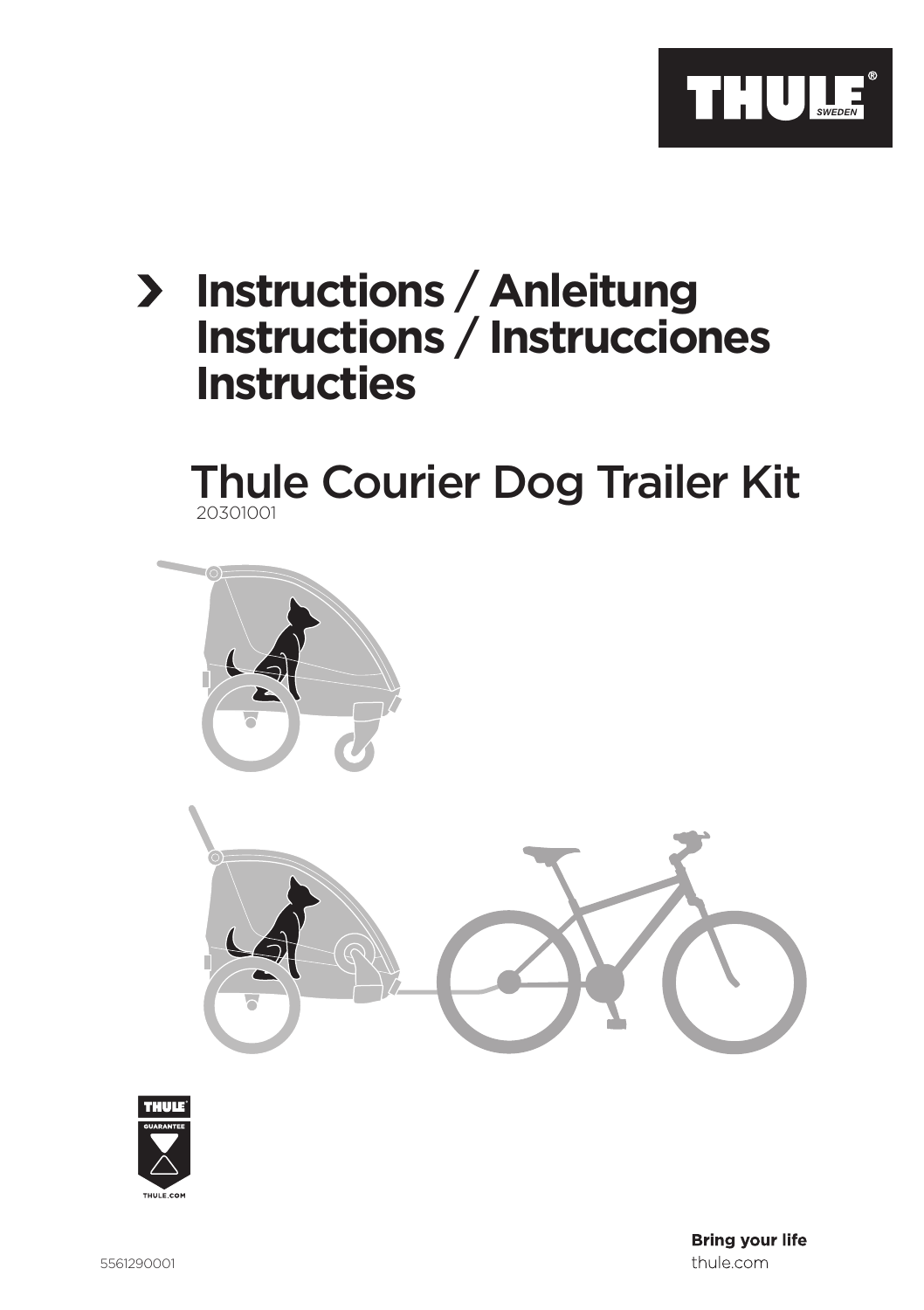# Instructions / Anleitung Instructions / Instrucciones Instructies

## Thule Courier Dog Trailer Kit

20301001

THULE
GUARANTEE
THULE.COM

5561290001

**Bring your life**
thule.com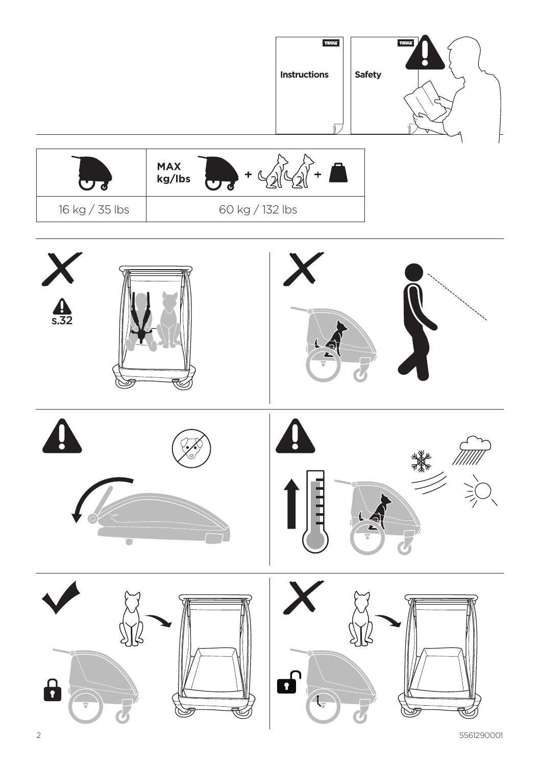Instructions

Safety

| | MAX kg/lbs + + |
|---|---|
| 16 kg / 35 lbs | 60 kg / 132 lbs |

s.32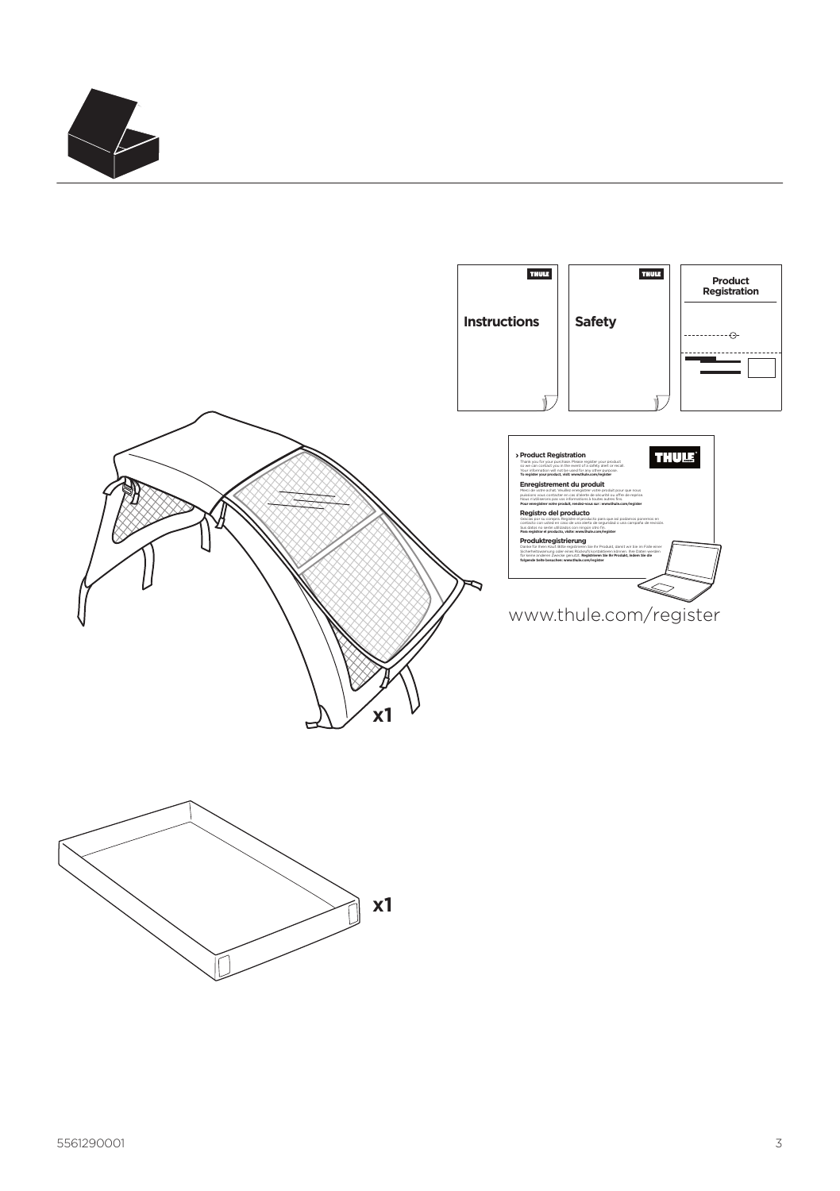Instructions

Safety

Product Registration

x1

› Product Registration

Thank you for your purchase. Please register your product so we can contact you in the event of a safety alert or recall. Your information will not be used for any other purpose. **To register your product, visit: www.thule.com/register**

**Enregistrement du produit**

Merci de votre achat. Veuillez enregistrer votre produit pour que nous puissions vous contacter en cas d'alerte de sécurité ou offre de reprise. Nous n'utiliserons pas vos informations à toutes autres fins. **Pour enregistrer votre produit, rendez-vous sur : www.thule.com/register**

**Registro del producto**

Gracias por su compra. Registre el producto para que así podamos ponernos en contacto con usted en caso de una alerta de seguridad o una campaña de revisión. Sus datos no serán utilizados con ningún otro fin. **Para registrar el producto, visite: www.thule.com/register**

**Produktregistrierung**

Danke für Ihren Kauf. Bitte registrieren Sie Ihr Produkt, damit wir Sie im Falle einer Sicherheitswarnung oder eines Rückrufs kontaktieren können. Ihre Daten werden für keine anderen Zwecke genutzt. **Registrieren Sie Ihr Produkt, indem Sie die folgende Seite besuchen: www.thule.com/register**

www.thule.com/register

x1

5561290001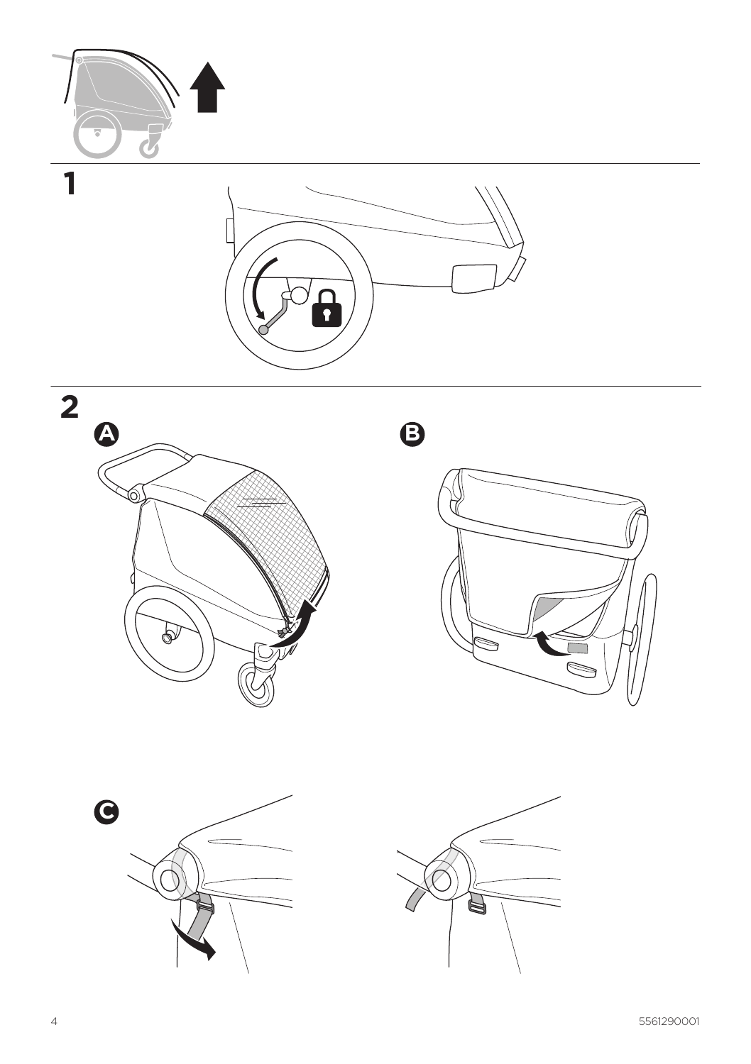1

2

A

B

C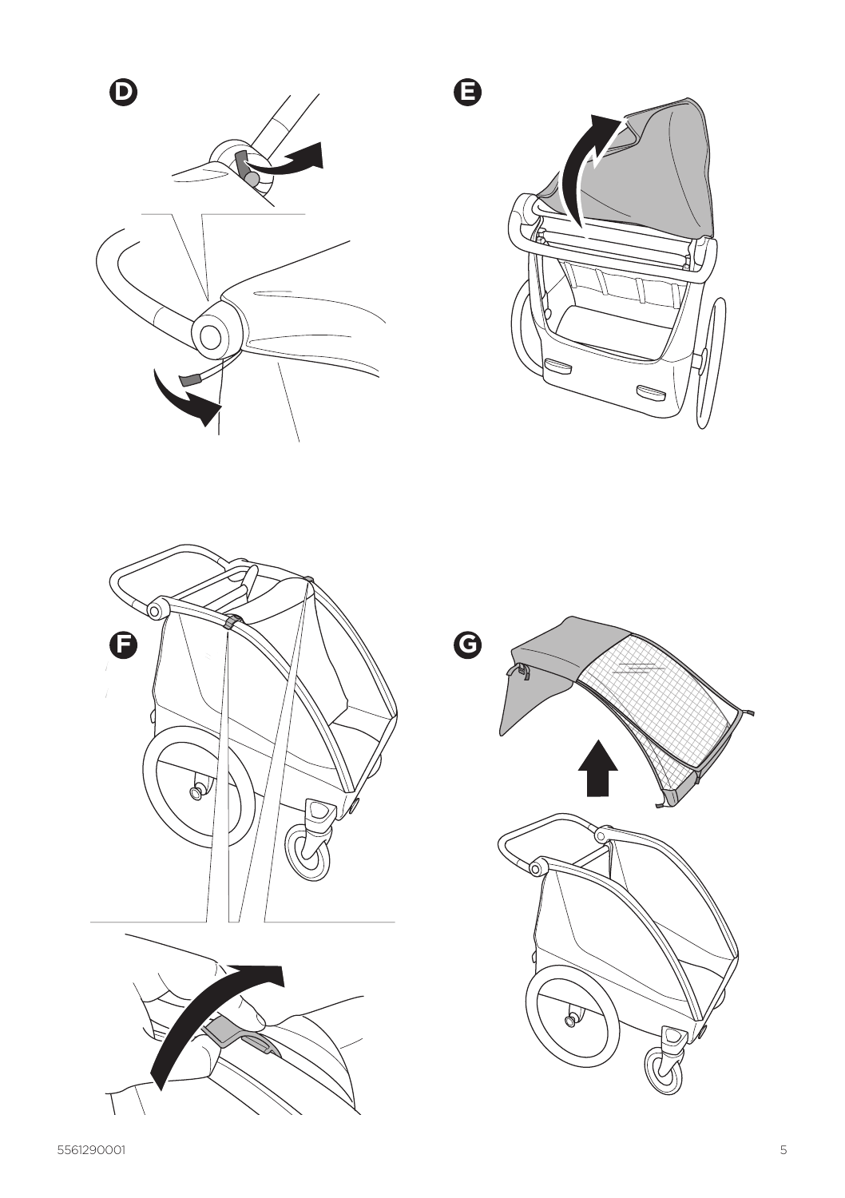D

E

F

G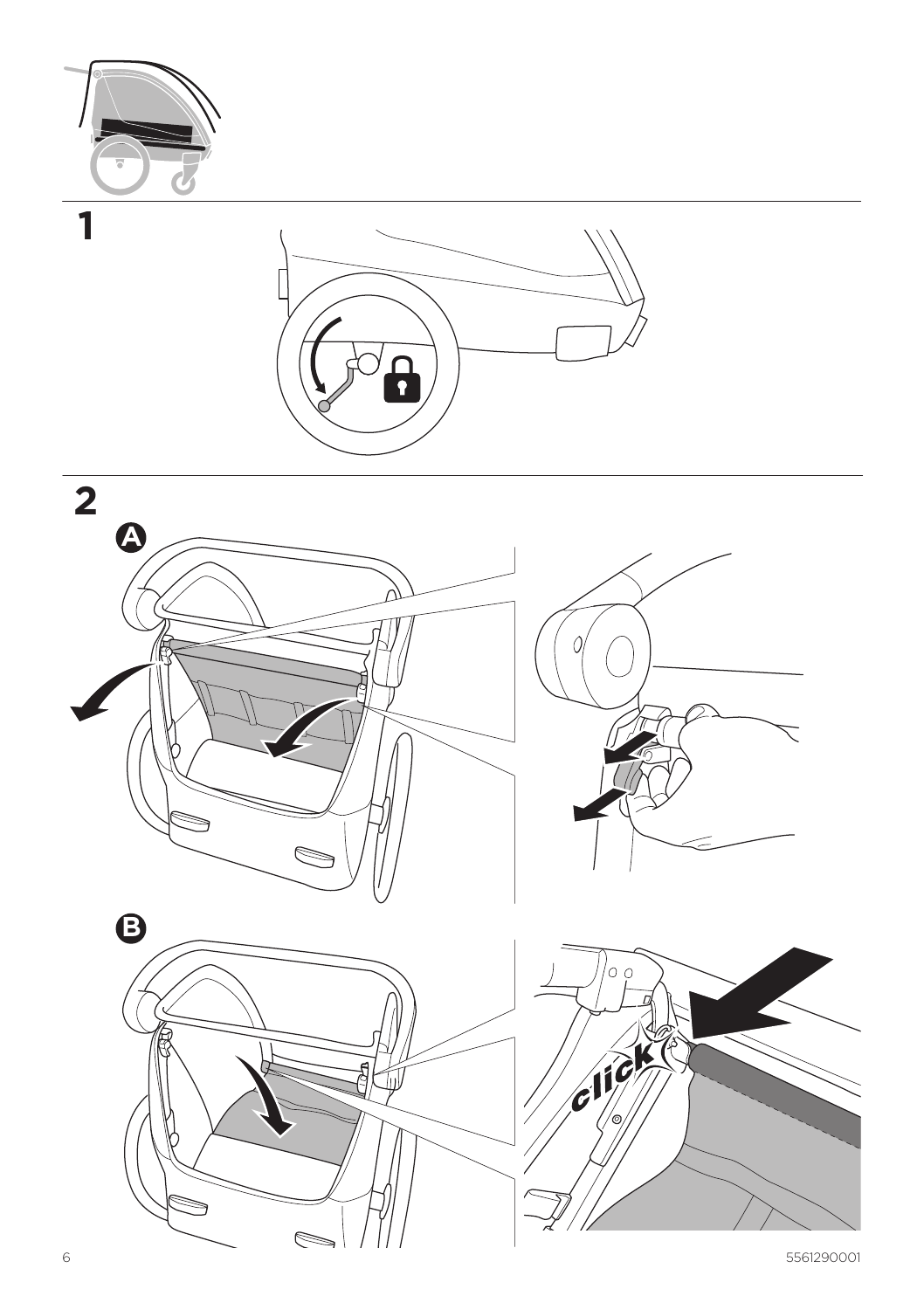1

2

A

B

click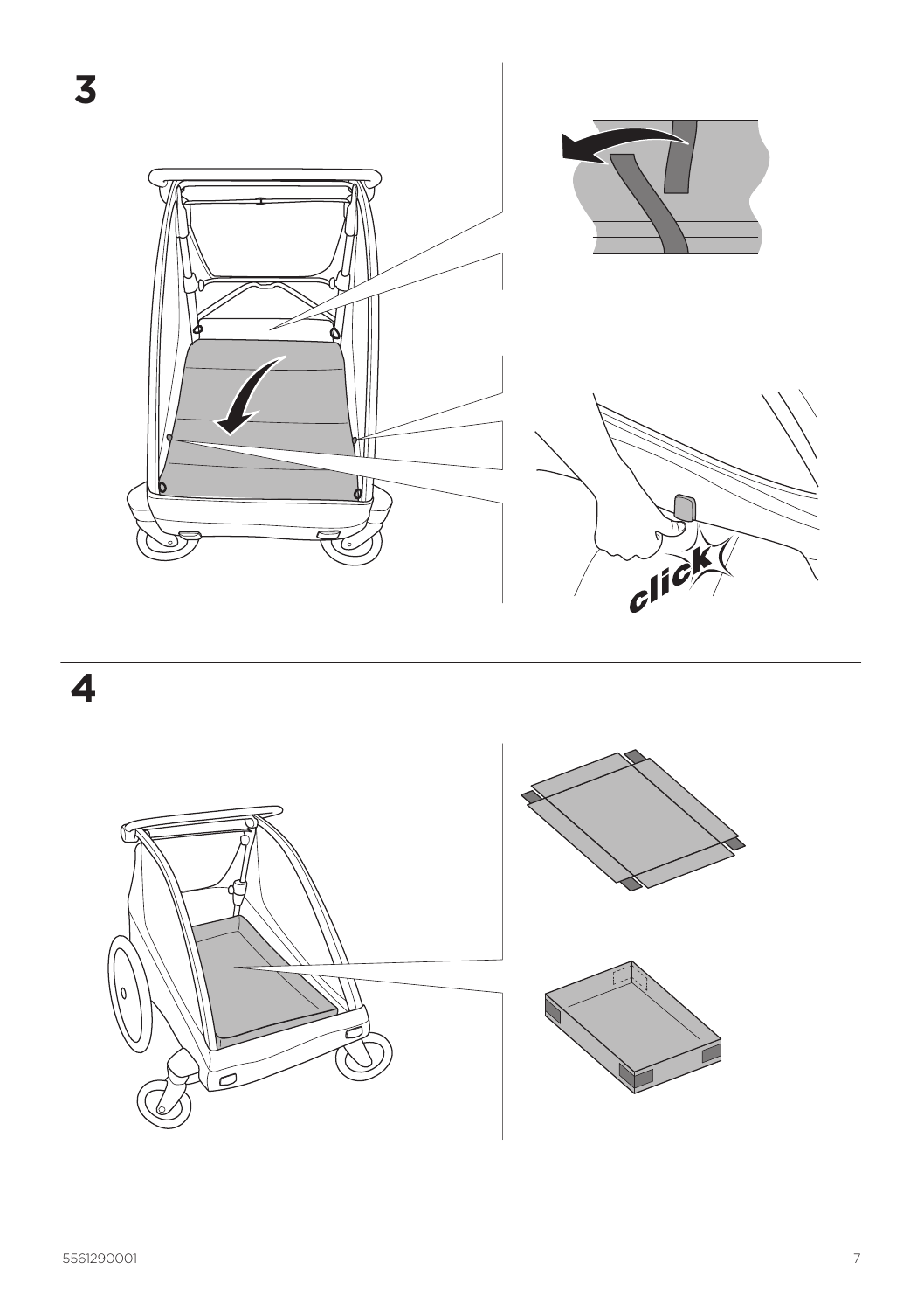# 3

click

# 4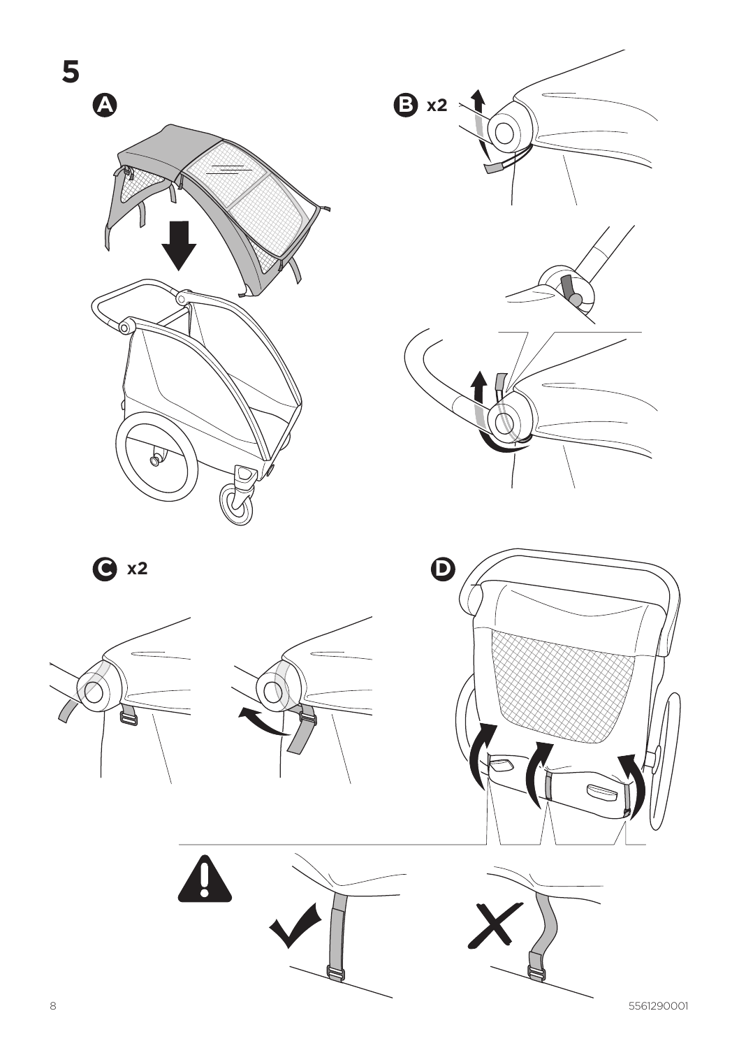# 5

**A**

**B** x2

**C** x2

**D**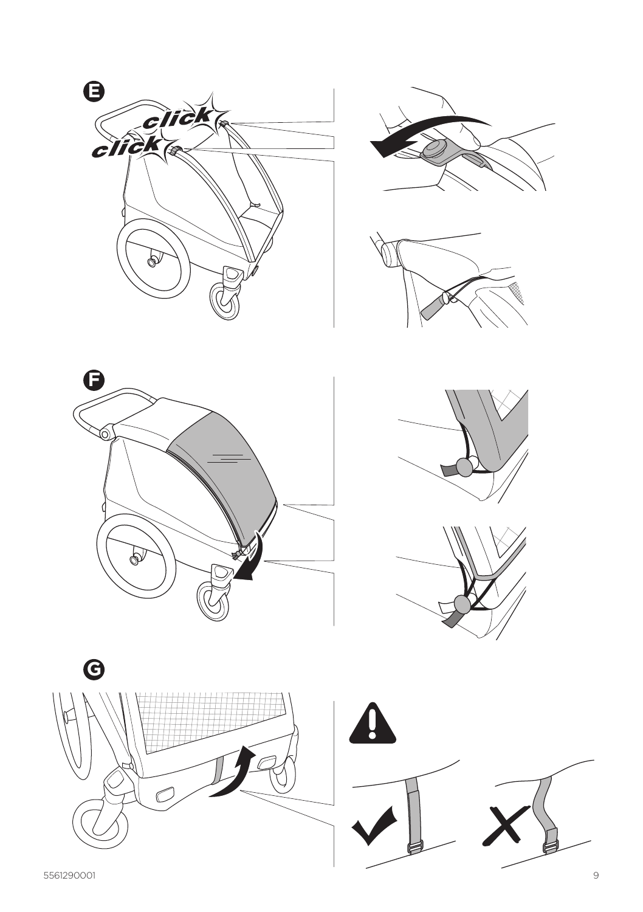E

click

click

F

G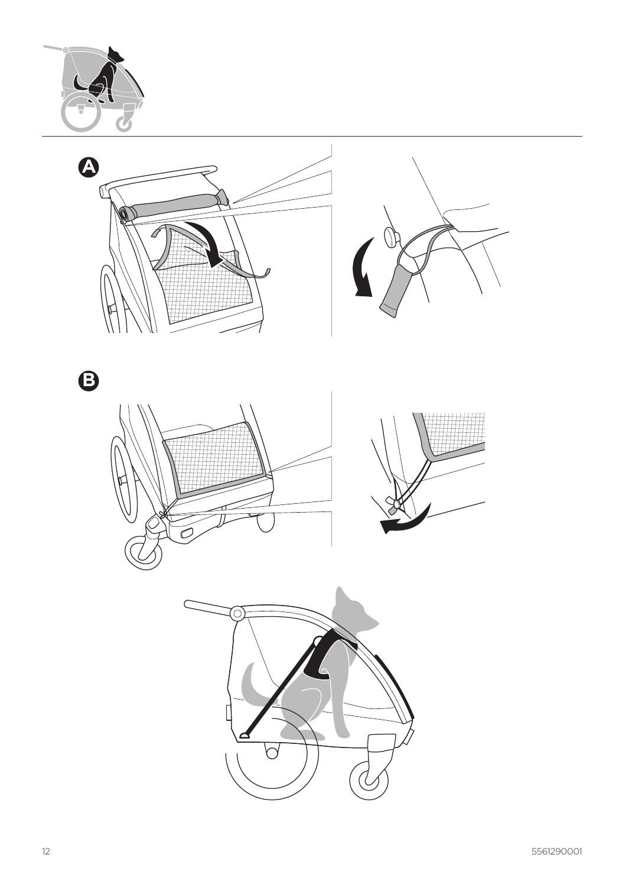A

B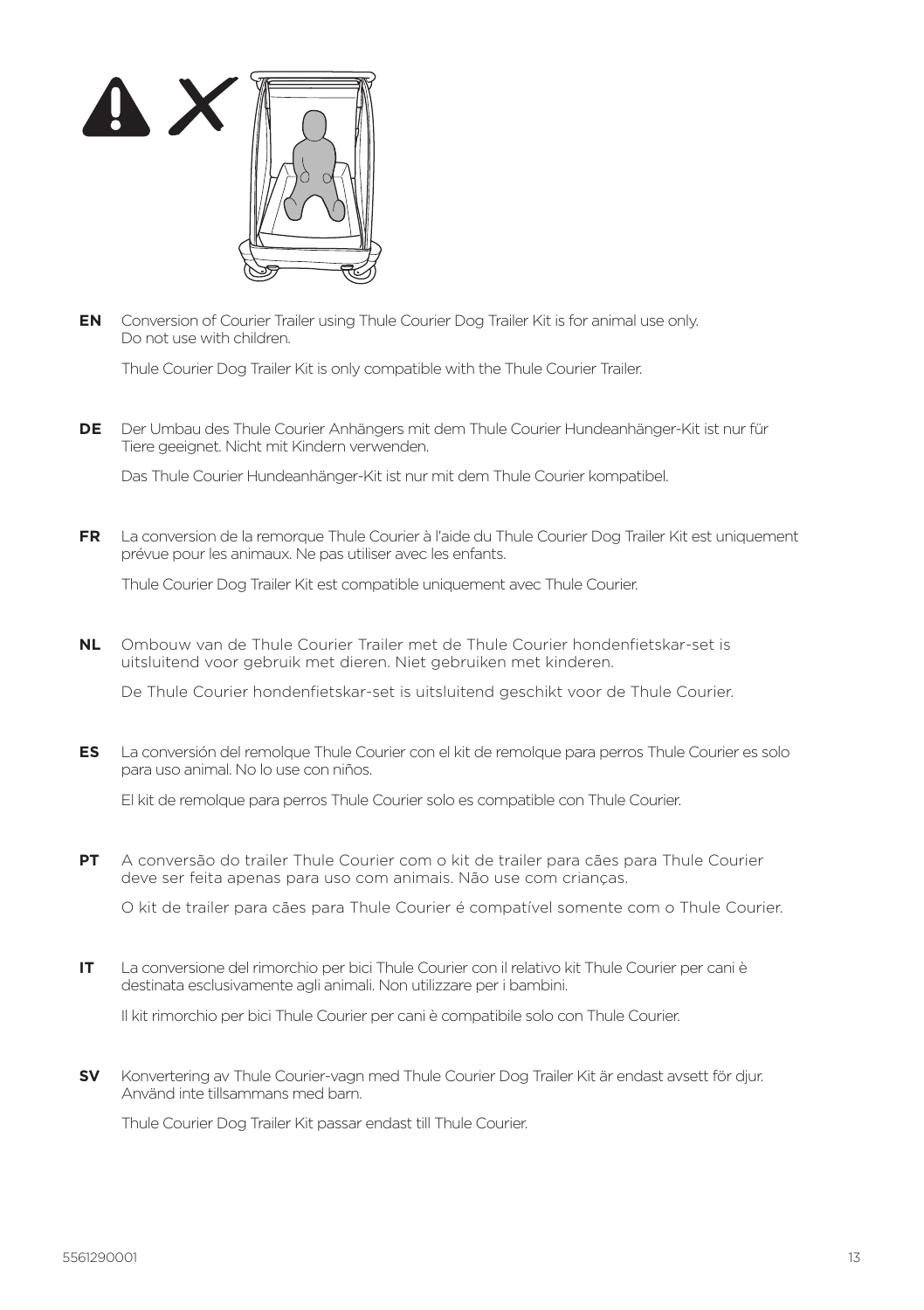**EN** Conversion of Courier Trailer using Thule Courier Dog Trailer Kit is for animal use only. Do not use with children.

Thule Courier Dog Trailer Kit is only compatible with the Thule Courier Trailer.

**DE** Der Umbau des Thule Courier Anhängers mit dem Thule Courier Hundeanhänger-Kit ist nur für Tiere geeignet. Nicht mit Kindern verwenden.

Das Thule Courier Hundeanhänger-Kit ist nur mit dem Thule Courier kompatibel.

**FR** La conversion de la remorque Thule Courier à l'aide du Thule Courier Dog Trailer Kit est uniquement prévue pour les animaux. Ne pas utiliser avec les enfants.

Thule Courier Dog Trailer Kit est compatible uniquement avec Thule Courier.

**NL** Ombouw van de Thule Courier Trailer met de Thule Courier hondenfietskar-set is uitsluitend voor gebruik met dieren. Niet gebruiken met kinderen.

De Thule Courier hondenfietskar-set is uitsluitend geschikt voor de Thule Courier.

**ES** La conversión del remolque Thule Courier con el kit de remolque para perros Thule Courier es solo para uso animal. No lo use con niños.

El kit de remolque para perros Thule Courier solo es compatible con Thule Courier.

**PT** A conversão do trailer Thule Courier com o kit de trailer para cães para Thule Courier deve ser feita apenas para uso com animais. Não use com crianças.

O kit de trailer para cães para Thule Courier é compatível somente com o Thule Courier.

**IT** La conversione del rimorchio per bici Thule Courier con il relativo kit Thule Courier per cani è destinata esclusivamente agli animali. Non utilizzare per i bambini.

Il kit rimorchio per bici Thule Courier per cani è compatibile solo con Thule Courier.

**SV** Konvertering av Thule Courier-vagn med Thule Courier Dog Trailer Kit är endast avsett för djur. Använd inte tillsammans med barn.

Thule Courier Dog Trailer Kit passar endast till Thule Courier.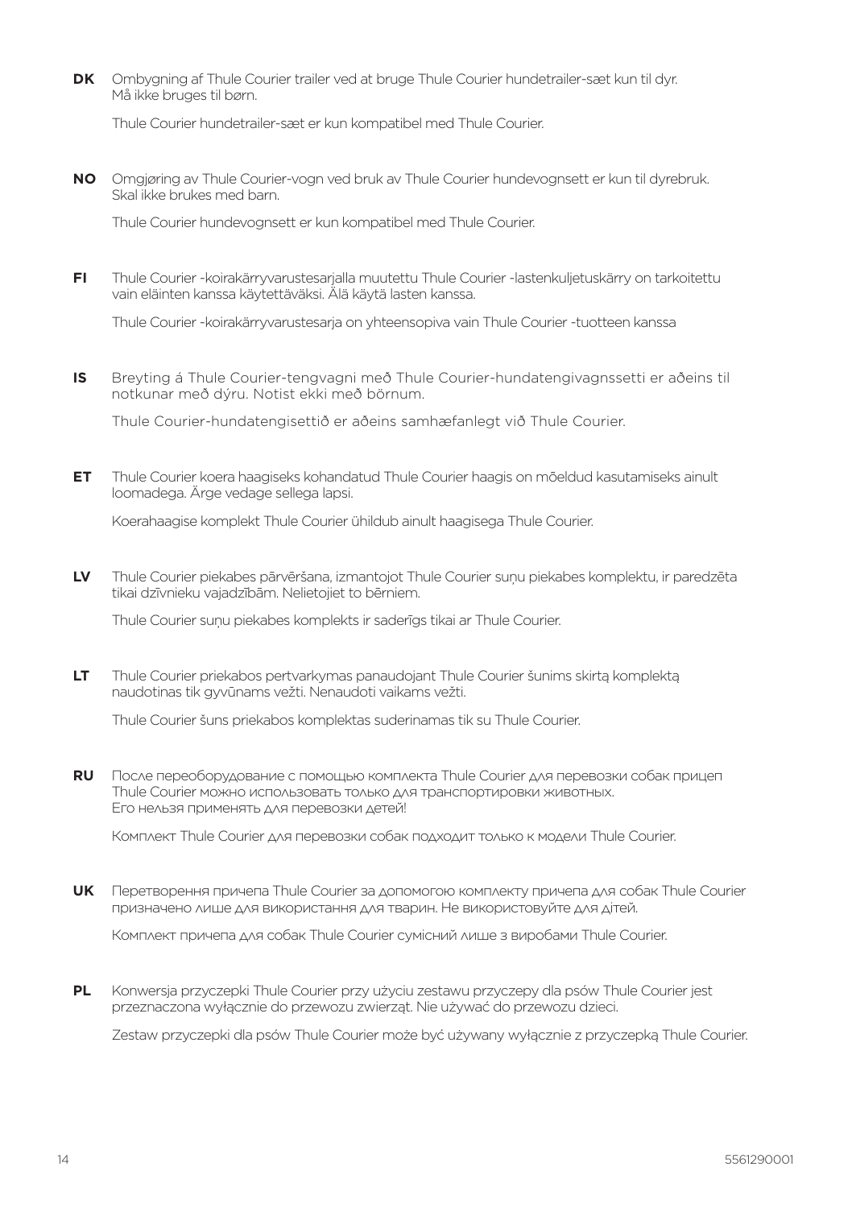**DK** Ombygning af Thule Courier trailer ved at bruge Thule Courier hundetrailer-sæt kun til dyr. Må ikke bruges til børn.

Thule Courier hundetrailer-sæt er kun kompatibel med Thule Courier.

**NO** Omgjøring av Thule Courier-vogn ved bruk av Thule Courier hundevognsett er kun til dyrebruk. Skal ikke brukes med barn.

Thule Courier hundevognsett er kun kompatibel med Thule Courier.

**FI** Thule Courier -koirakärryvarustesarjalla muutettu Thule Courier -lastenkuljetuskärry on tarkoitettu vain eläinten kanssa käytettäväksi. Älä käytä lasten kanssa.

Thule Courier -koirakärryvarustesarja on yhteensopiva vain Thule Courier -tuotteen kanssa

**IS** Breyting á Thule Courier-tengvagni með Thule Courier-hundatengivagnssetti er aðeins til notkunar með dýru. Notist ekki með börnum.

Thule Courier-hundatengisettið er aðeins samhæfanlegt við Thule Courier.

**ET** Thule Courier koera haagiseks kohandatud Thule Courier haagis on mõeldud kasutamiseks ainult loomadega. Ärge vedage sellega lapsi.

Koerahaagise komplekt Thule Courier ühildub ainult haagisega Thule Courier.

**LV** Thule Courier piekabes pārvēršana, izmantojot Thule Courier suņu piekabes komplektu, ir paredzēta tikai dzīvnieku vajadzībām. Nelietojiet to bērniem.

Thule Courier suņu piekabes komplekts ir saderīgs tikai ar Thule Courier.

**LT** Thule Courier priekabos pertvarkymas panaudojant Thule Courier šunims skirtą komplektą naudotinas tik gyvūnams vežti. Nenaudoti vaikams vežti.

Thule Courier šuns priekabos komplektas suderinamas tik su Thule Courier.

**RU** После переоборудование с помощью комплекта Thule Courier для перевозки собак прицеп Thule Courier можно использовать только для транспортировки животных. Его нельзя применять для перевозки детей!

Комплект Thule Courier для перевозки собак подходит только к модели Thule Courier.

**UK** Перетворення причепа Thule Courier за допомогою комплекту причепа для собак Thule Courier призначено лише для використання для тварин. Не використовуйте для дітей.

Комплект причепа для собак Thule Courier сумісний лише з виробами Thule Courier.

**PL** Konwersja przyczepki Thule Courier przy użyciu zestawu przyczepy dla psów Thule Courier jest przeznaczona wyłącznie do przewozu zwierząt. Nie używać do przewozu dzieci.

Zestaw przyczepki dla psów Thule Courier może być używany wyłącznie z przyczepką Thule Courier.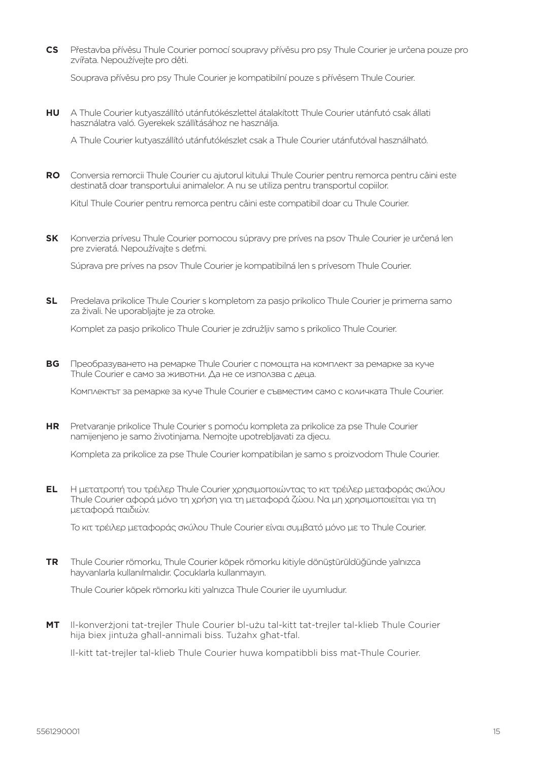**CS** Přestavba přívěsu Thule Courier pomocí soupravy přívěsu pro psy Thule Courier je určena pouze pro zvířata. Nepoužívejte pro děti.

Souprava přívěsu pro psy Thule Courier je kompatibilní pouze s přívěsem Thule Courier.

**HU** A Thule Courier kutyaszállító utánfutókészlettel átalakított Thule Courier utánfutó csak állati használatra való. Gyerekek szállításához ne használja.

A Thule Courier kutyaszállító utánfutókészlet csak a Thule Courier utánfutóval használható.

**RO** Conversia remorcii Thule Courier cu ajutorul kitului Thule Courier pentru remorca pentru câini este destinată doar transportului animalelor. A nu se utiliza pentru transportul copiilor.

Kitul Thule Courier pentru remorca pentru câini este compatibil doar cu Thule Courier.

**SK** Konverzia prívesu Thule Courier pomocou súpravy pre príves na psov Thule Courier je určená len pre zvieratá. Nepoužívajte s deťmi.

Súprava pre príves na psov Thule Courier je kompatibilná len s prívesom Thule Courier.

**SL** Predelava prikolice Thule Courier s kompletom za pasjo prikolico Thule Courier je primerna samo za živali. Ne uporabljajte je za otroke.

Komplet za pasjo prikolico Thule Courier je združljiv samo s prikolico Thule Courier.

**BG** Преобразуването на ремарке Thule Courier с помощта на комплект за ремарке за куче Thule Courier е само за животни. Да не се използва с деца.

Комплектът за ремарке за куче Thule Courier е съвместим само с количката Thule Courier.

**HR** Pretvaranje prikolice Thule Courier s pomoću kompleta za prikolice za pse Thule Courier namijenjeno je samo životinjama. Nemojte upotrebljavati za djecu.

Kompleta za prikolice za pse Thule Courier kompatibilan je samo s proizvodom Thule Courier.

**EL** Η μετατροπή του τρέιλερ Thule Courier χρησιμοποιώντας το κιτ τρέιλερ μεταφοράς σκύλου Thule Courier αφορά μόνο τη χρήση για τη μεταφορά ζώου. Να μη χρησιμοποιείται για τη μεταφορά παιδιών.

Το κιτ τρέιλερ μεταφοράς σκύλου Thule Courier είναι συμβατό μόνο με το Thule Courier.

**TR** Thule Courier römorku, Thule Courier köpek römorku kitiyle dönüştürüldüğünde yalnızca hayvanlarla kullanılmalıdır. Çocuklarla kullanmayın.

Thule Courier köpek römorku kiti yalnızca Thule Courier ile uyumludur.

**MT** Il-konverżjoni tat-trejler Thule Courier bl-użu tal-kitt tat-trejler tal-klieb Thule Courier hija biex jintuża għall-annimali biss. Tużahx għat-tfal.

Il-kitt tat-trejler tal-klieb Thule Courier huwa kompatibbli biss mat-Thule Courier.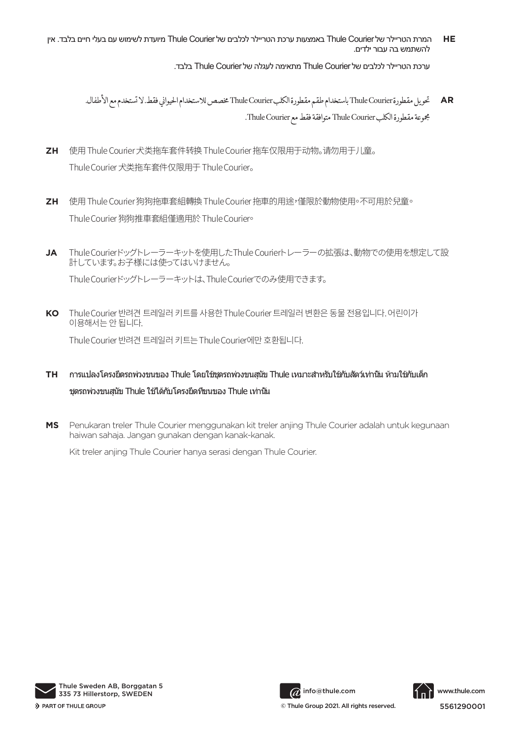**HE** המרת הטריילר של Thule Courier באמצעות ערכת הטריילר לכלבים של Thule Courier מיועדת לשימוש עם בעלי חיים בלבד. אין להשתמש בה עבור ילדים.

ערכת הטריילר לכלבים של Thule Courier מתאימה לעגלה של Thule Courier בלבד.

**AR** تحويل مقطورة Thule Courier باستخدام طقم مقطورة الكلب Thule Courier مخصص للاستخدام الحيواني فقط. لا تستخدم مع الأطفال.

مجموعة مقطورة الكلب Thule Courier متوافقة فقط مع Thule Courier.

**ZH** 使用 Thule Courier 犬类拖车套件转换 Thule Courier 拖车仅限用于动物。请勿用于儿童。

Thule Courier 犬类拖车套件仅限用于 Thule Courier。

**ZH** 使用 Thule Courier 狗狗拖車套組轉換 Thule Courier 拖車的用途，僅限於動物使用。不可用於兒童。

Thule Courier 狗狗推車套組僅適用於 Thule Courier。

**JA** Thule Courierドッグトレーラーキットを使用したThule Courierトレーラーの拡張は、動物での使用を想定して設計しています。お子様には使ってはいけません。

Thule Courierドッグトレーラーキットは、Thule Courierでのみ使用できます。

**KO** Thule Courier 반려견 트레일러 키트를 사용한 Thule Courier 트레일러 변환은 동물 전용입니다. 어린이가 이용해서는 안 됩니다.

Thule Courier 반려견 트레일러 키트는 Thule Courier에만 호환됩니다.

**TH** การแปลงโครงยึดรถพ่วงขนของ Thule โดยใช้ชุดรถพ่วงขนสุนัข Thule เหมาะสำหรับใช้กับสัตว์เท่านั้น ห้ามใช้กับเด็ก

ชุดรถพ่วงขนสุนัข Thule ใช้ได้กับโครงยึดที่ขนของ Thule เท่านั้น

**MS** Penukaran treler Thule Courier menggunakan kit treler anjing Thule Courier adalah untuk kegunaan haiwan sahaja. Jangan gunakan dengan kanak-kanak.

Kit treler anjing Thule Courier hanya serasi dengan Thule Courier.

Thule Sweden AB, Borggatan 5
335 73 Hillerstorp, SWEDEN

PART OF THULE GROUP

info@thule.com

www.thule.com

© Thule Group 2021. All rights reserved.

5561290001